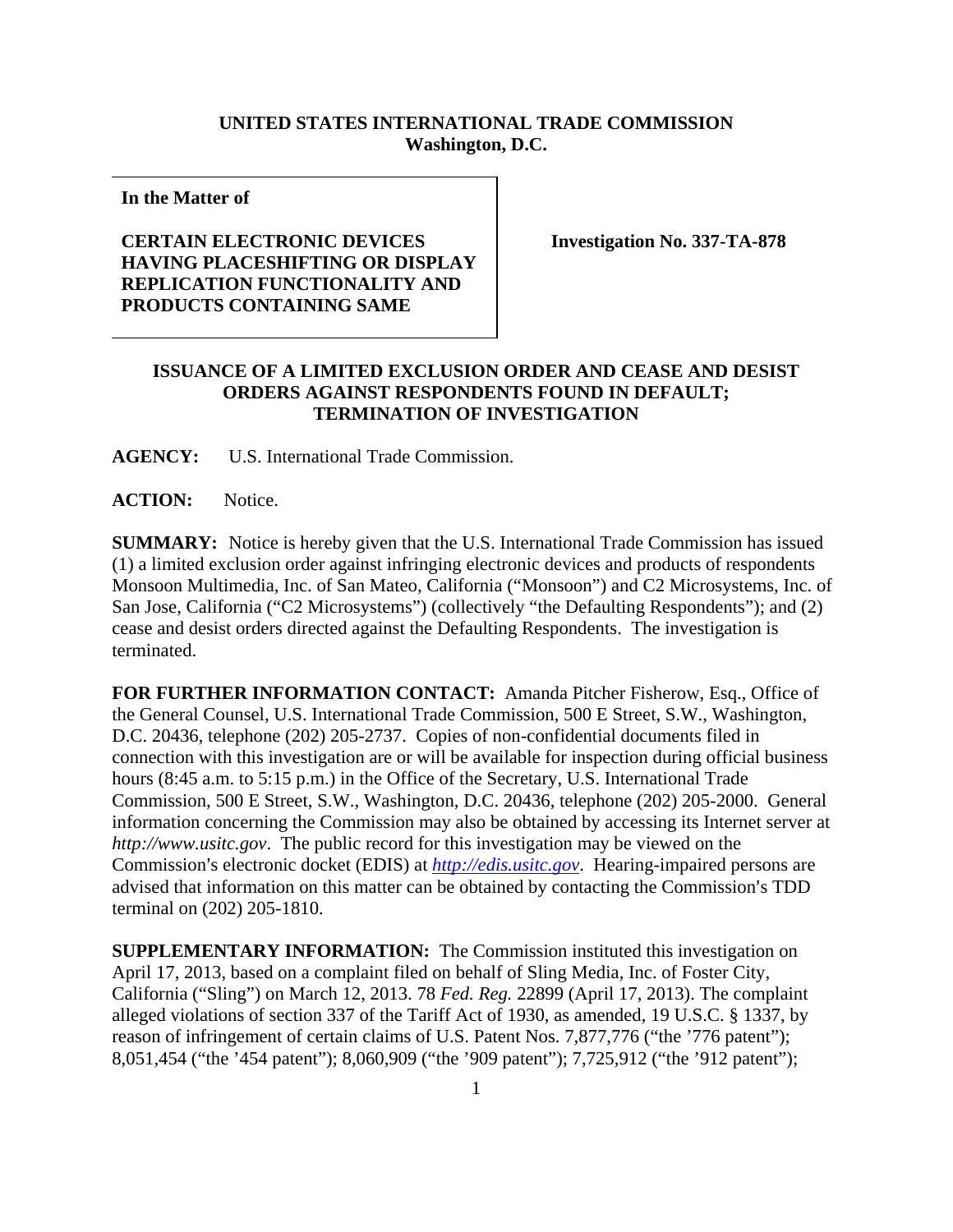**UNITED STATES INTERNATIONAL TRADE COMMISSION**
**Washington, D.C.**

| **In the Matter of**<br><br>**CERTAIN ELECTRONIC DEVICES HAVING PLACESHIFTING OR DISPLAY REPLICATION FUNCTIONALITY AND PRODUCTS CONTAINING SAME** | **Investigation No. 337-TA-878** |
|---|---|

**ISSUANCE OF A LIMITED EXCLUSION ORDER AND CEASE AND DESIST ORDERS AGAINST RESPONDENTS FOUND IN DEFAULT; TERMINATION OF INVESTIGATION**

**AGENCY:** U.S. International Trade Commission.

**ACTION:** Notice.

**SUMMARY:** Notice is hereby given that the U.S. International Trade Commission has issued (1) a limited exclusion order against infringing electronic devices and products of respondents Monsoon Multimedia, Inc. of San Mateo, California ("Monsoon") and C2 Microsystems, Inc. of San Jose, California ("C2 Microsystems") (collectively "the Defaulting Respondents"); and (2) cease and desist orders directed against the Defaulting Respondents. The investigation is terminated.

**FOR FURTHER INFORMATION CONTACT:** Amanda Pitcher Fisherow, Esq., Office of the General Counsel, U.S. International Trade Commission, 500 E Street, S.W., Washington, D.C. 20436, telephone (202) 205-2737. Copies of non-confidential documents filed in connection with this investigation are or will be available for inspection during official business hours (8:45 a.m. to 5:15 p.m.) in the Office of the Secretary, U.S. International Trade Commission, 500 E Street, S.W., Washington, D.C. 20436, telephone (202) 205-2000. General information concerning the Commission may also be obtained by accessing its Internet server at *http://www.usitc.gov*. The public record for this investigation may be viewed on the Commission's electronic docket (EDIS) at *http://edis.usitc.gov*. Hearing-impaired persons are advised that information on this matter can be obtained by contacting the Commission's TDD terminal on (202) 205-1810.

**SUPPLEMENTARY INFORMATION:** The Commission instituted this investigation on April 17, 2013, based on a complaint filed on behalf of Sling Media, Inc. of Foster City, California ("Sling") on March 12, 2013. 78 *Fed. Reg.* 22899 (April 17, 2013). The complaint alleged violations of section 337 of the Tariff Act of 1930, as amended, 19 U.S.C. § 1337, by reason of infringement of certain claims of U.S. Patent Nos. 7,877,776 ("the '776 patent"); 8,051,454 ("the '454 patent"); 8,060,909 ("the '909 patent"); 7,725,912 ("the '912 patent");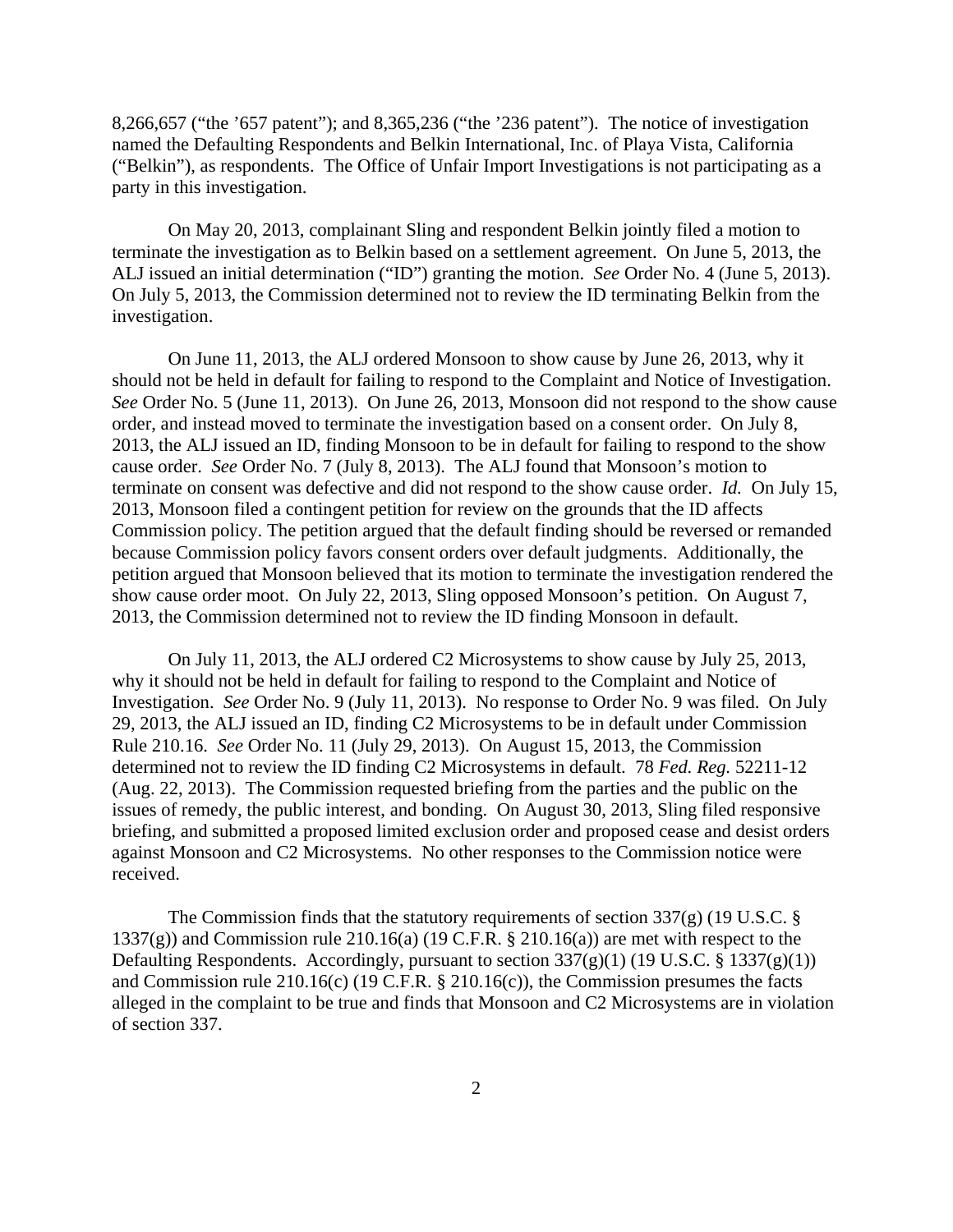8,266,657 ("the '657 patent"); and 8,365,236 ("the '236 patent"). The notice of investigation named the Defaulting Respondents and Belkin International, Inc. of Playa Vista, California ("Belkin"), as respondents. The Office of Unfair Import Investigations is not participating as a party in this investigation.

On May 20, 2013, complainant Sling and respondent Belkin jointly filed a motion to terminate the investigation as to Belkin based on a settlement agreement. On June 5, 2013, the ALJ issued an initial determination ("ID") granting the motion. *See* Order No. 4 (June 5, 2013). On July 5, 2013, the Commission determined not to review the ID terminating Belkin from the investigation.

On June 11, 2013, the ALJ ordered Monsoon to show cause by June 26, 2013, why it should not be held in default for failing to respond to the Complaint and Notice of Investigation. *See* Order No. 5 (June 11, 2013). On June 26, 2013, Monsoon did not respond to the show cause order, and instead moved to terminate the investigation based on a consent order. On July 8, 2013, the ALJ issued an ID, finding Monsoon to be in default for failing to respond to the show cause order. *See* Order No. 7 (July 8, 2013). The ALJ found that Monsoon's motion to terminate on consent was defective and did not respond to the show cause order. *Id.* On July 15, 2013, Monsoon filed a contingent petition for review on the grounds that the ID affects Commission policy. The petition argued that the default finding should be reversed or remanded because Commission policy favors consent orders over default judgments. Additionally, the petition argued that Monsoon believed that its motion to terminate the investigation rendered the show cause order moot. On July 22, 2013, Sling opposed Monsoon's petition. On August 7, 2013, the Commission determined not to review the ID finding Monsoon in default.

On July 11, 2013, the ALJ ordered C2 Microsystems to show cause by July 25, 2013, why it should not be held in default for failing to respond to the Complaint and Notice of Investigation. *See* Order No. 9 (July 11, 2013). No response to Order No. 9 was filed. On July 29, 2013, the ALJ issued an ID, finding C2 Microsystems to be in default under Commission Rule 210.16. *See* Order No. 11 (July 29, 2013). On August 15, 2013, the Commission determined not to review the ID finding C2 Microsystems in default. 78 *Fed. Reg.* 52211-12 (Aug. 22, 2013). The Commission requested briefing from the parties and the public on the issues of remedy, the public interest, and bonding. On August 30, 2013, Sling filed responsive briefing, and submitted a proposed limited exclusion order and proposed cease and desist orders against Monsoon and C2 Microsystems. No other responses to the Commission notice were received.

The Commission finds that the statutory requirements of section 337(g) (19 U.S.C. § 1337(g)) and Commission rule 210.16(a) (19 C.F.R. § 210.16(a)) are met with respect to the Defaulting Respondents. Accordingly, pursuant to section 337(g)(1) (19 U.S.C. § 1337(g)(1)) and Commission rule 210.16(c) (19 C.F.R. § 210.16(c)), the Commission presumes the facts alleged in the complaint to be true and finds that Monsoon and C2 Microsystems are in violation of section 337.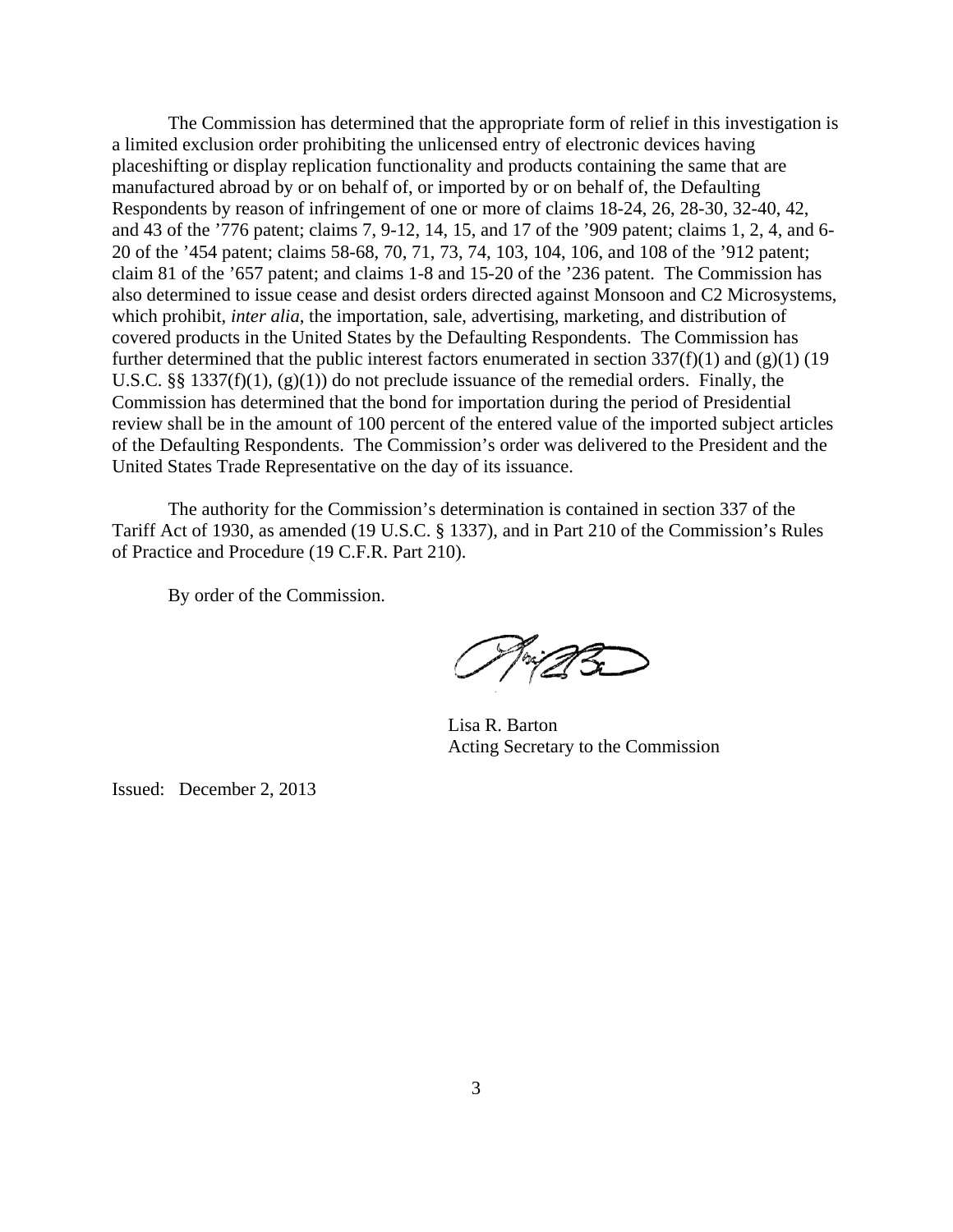The Commission has determined that the appropriate form of relief in this investigation is a limited exclusion order prohibiting the unlicensed entry of electronic devices having placeshifting or display replication functionality and products containing the same that are manufactured abroad by or on behalf of, or imported by or on behalf of, the Defaulting Respondents by reason of infringement of one or more of claims 18-24, 26, 28-30, 32-40, 42, and 43 of the '776 patent; claims 7, 9-12, 14, 15, and 17 of the '909 patent; claims 1, 2, 4, and 6-20 of the '454 patent; claims 58-68, 70, 71, 73, 74, 103, 104, 106, and 108 of the '912 patent; claim 81 of the '657 patent; and claims 1-8 and 15-20 of the '236 patent. The Commission has also determined to issue cease and desist orders directed against Monsoon and C2 Microsystems, which prohibit, *inter alia*, the importation, sale, advertising, marketing, and distribution of covered products in the United States by the Defaulting Respondents. The Commission has further determined that the public interest factors enumerated in section 337(f)(1) and (g)(1) (19 U.S.C. §§ 1337(f)(1), (g)(1)) do not preclude issuance of the remedial orders. Finally, the Commission has determined that the bond for importation during the period of Presidential review shall be in the amount of 100 percent of the entered value of the imported subject articles of the Defaulting Respondents. The Commission's order was delivered to the President and the United States Trade Representative on the day of its issuance.

The authority for the Commission's determination is contained in section 337 of the Tariff Act of 1930, as amended (19 U.S.C. § 1337), and in Part 210 of the Commission's Rules of Practice and Procedure (19 C.F.R. Part 210).

By order of the Commission.

Lisa R. Barton
Acting Secretary to the Commission

Issued: December 2, 2013